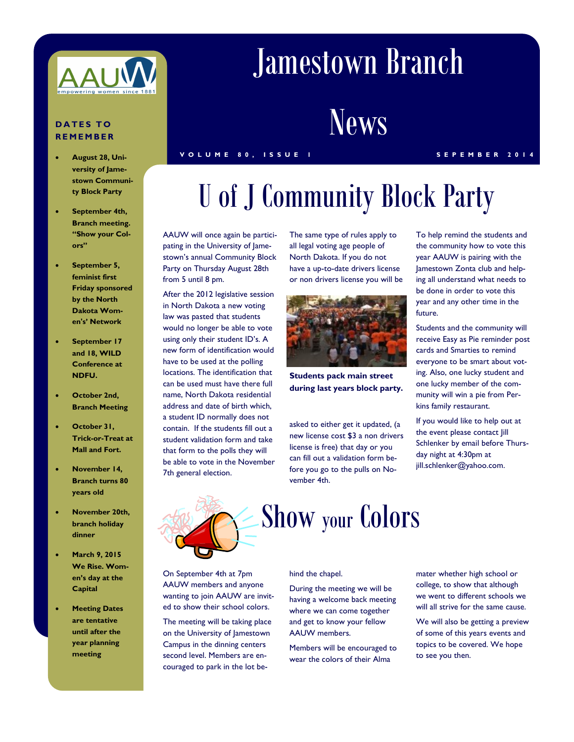# Jamestown Branch News

VOLUME 80, ISSUE 1 — SEPEMBER 2014

## DATES TO REMEMBER

- **August 28, University of Jamestown Community Block Party**
- **September 4th, Branch meeting. "Show your Colors"**
- **September 5, feminist first Friday sponsored by the North Dakota Women's' Network**
- **September 17 and 18, WILD Conference at NDFU.**
- **October 2nd, Branch Meeting**
- **October 31, Trick-or-Treat at Mall and Fort.**
- **November 14, Branch turns 80 years old**
- **November 20th, branch holiday dinner**
- **March 9, 2015 We Rise. Women's day at the Capital**
- **Meeting Dates are tentative until after the year planning meeting**

# U of J Community Block Party

AAUW will once again be participating in the University of Jamestown's annual Community Block Party on Thursday August 28th from 5 until 8 pm.

After the 2012 legislative session in North Dakota a new voting law was pasted that students would no longer be able to vote using only their student ID's. A new form of identification would have to be used at the polling locations. The identification that can be used must have there full name, North Dakota residential address and date of birth which, a student ID normally does not contain. If the students fill out a student validation form and take that form to the polls they will be able to vote in the November 7th general election.

The same type of rules apply to all legal voting age people of North Dakota. If you do not have a up-to-date drivers license or non drivers license you will be asked to either get it updated, (a new license cost $3 a non drivers license is free) that day or you can fill out a validation form before you go to the pulls on November 4th.

**Students pack main street during last years block party.**

To help remind the students and the community how to vote this year AAUW is pairing with the Jamestown Zonta club and helping all understand what needs to be done in order to vote this year and any other time in the future.

Students and the community will receive Easy as Pie reminder post cards and Smarties to remind everyone to be smart about voting. Also, one lucky student and one lucky member of the community will win a pie from Perkins family restaurant.

If you would like to help out at the event please contact Jill Schlenker by email before Thursday night at 4:30pm at jill.schlenker@yahoo.com.

# Show your Colors

On September 4th at 7pm AAUW members and anyone wanting to join AAUW are invited to show their school colors.

The meeting will be taking place on the University of Jamestown Campus in the dinning centers second level. Members are encouraged to park in the lot behind the chapel.

During the meeting we will be having a welcome back meeting where we can come together and get to know your fellow AAUW members.

Members will be encouraged to wear the colors of their Alma mater whether high school or college, to show that although we went to different schools we will all strive for the same cause.

We will also be getting a preview of some of this years events and topics to be covered. We hope to see you then.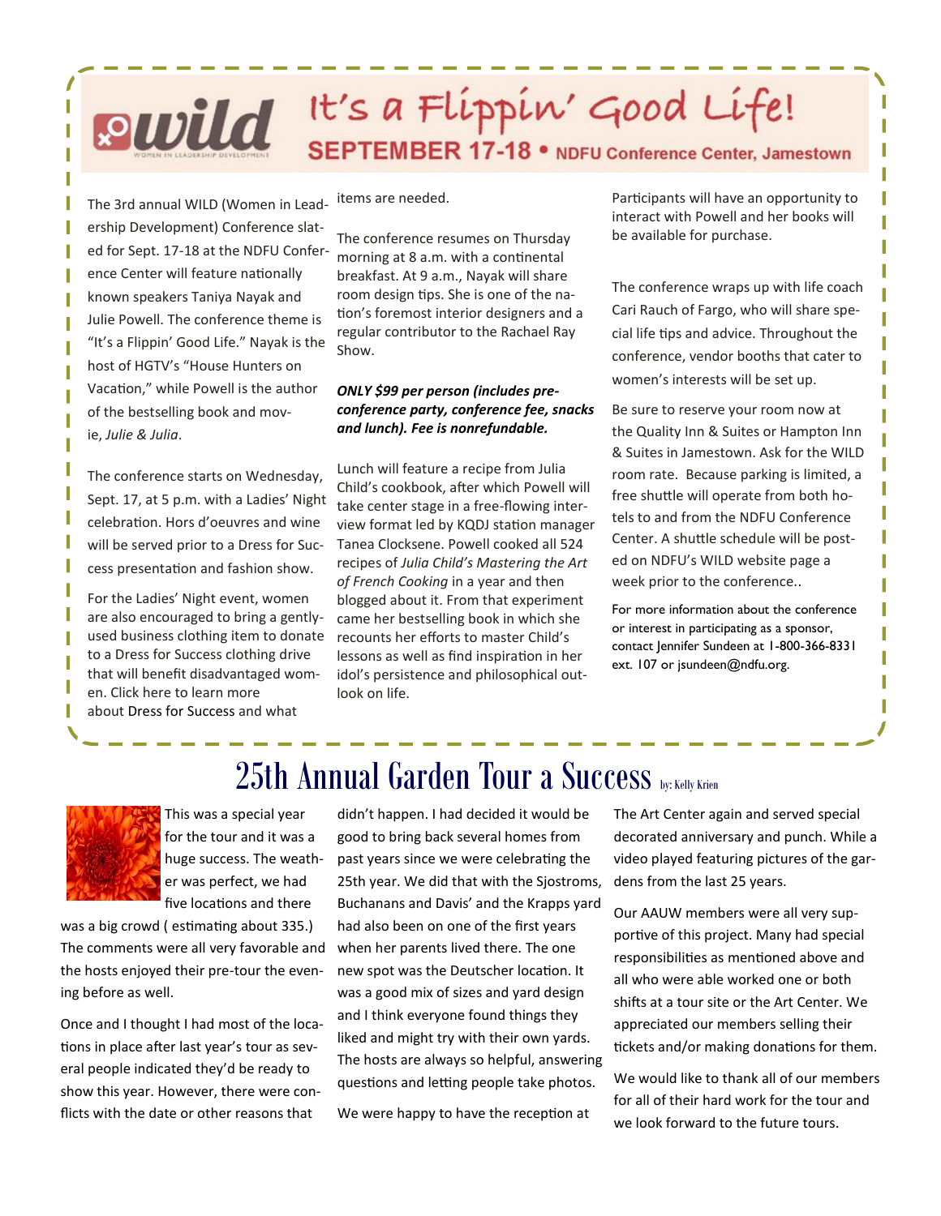# It's a Flippin' Good Life!

## SEPTEMBER 17-18 • NDFU Conference Center, Jamestown

The 3rd annual WILD (Women in Leadership Development) Conference slated for Sept. 17-18 at the NDFU Conference Center will feature nationally known speakers Taniya Nayak and Julie Powell. The conference theme is "It's a Flippin' Good Life." Nayak is the host of HGTV's "House Hunters on Vacation," while Powell is the author of the bestselling book and movie, *Julie & Julia*.

The conference starts on Wednesday, Sept. 17, at 5 p.m. with a Ladies' Night celebration. Hors d'oeuvres and wine will be served prior to a Dress for Success presentation and fashion show.

For the Ladies' Night event, women are also encouraged to bring a gently-used business clothing item to donate to a Dress for Success clothing drive that will benefit disadvantaged women. Click here to learn more about Dress for Success and what items are needed.

The conference resumes on Thursday morning at 8 a.m. with a continental breakfast. At 9 a.m., Nayak will share room design tips. She is one of the nation's foremost interior designers and a regular contributor to the Rachael Ray Show.

***ONLY $99 per person (includes pre-conference party, conference fee, snacks and lunch). Fee is nonrefundable.***

Lunch will feature a recipe from Julia Child's cookbook, after which Powell will take center stage in a free-flowing interview format led by KQDJ station manager Tanea Clocksene. Powell cooked all 524 recipes of *Julia Child's Mastering the Art of French Cooking* in a year and then blogged about it. From that experiment came her bestselling book in which she recounts her efforts to master Child's lessons as well as find inspiration in her idol's persistence and philosophical outlook on life.

Participants will have an opportunity to interact with Powell and her books will be available for purchase.

The conference wraps up with life coach Cari Rauch of Fargo, who will share special life tips and advice. Throughout the conference, vendor booths that cater to women's interests will be set up.

Be sure to reserve your room now at the Quality Inn & Suites or Hampton Inn & Suites in Jamestown. Ask for the WILD room rate. Because parking is limited, a free shuttle will operate from both hotels to and from the NDFU Conference Center. A shuttle schedule will be posted on NDFU's WILD website page a week prior to the conference..

For more information about the conference or interest in participating as a sponsor, contact Jennifer Sundeen at 1-800-366-8331 ext. 107 or jsundeen@ndfu.org.

# 25th Annual Garden Tour a Success

by: Kelly Krien

This was a special year for the tour and it was a huge success. The weather was perfect, we had five locations and there was a big crowd ( estimating about 335.) The comments were all very favorable and the hosts enjoyed their pre-tour the evening before as well.

Once and I thought I had most of the locations in place after last year's tour as several people indicated they'd be ready to show this year. However, there were conflicts with the date or other reasons that didn't happen. I had decided it would be good to bring back several homes from past years since we were celebrating the 25th year. We did that with the Sjostroms, Buchanans and Davis' and the Krapps yard had also been on one of the first years when her parents lived there. The one new spot was the Deutscher location. It was a good mix of sizes and yard design and I think everyone found things they liked and might try with their own yards. The hosts are always so helpful, answering questions and letting people take photos.

We were happy to have the reception at The Art Center again and served special decorated anniversary and punch. While a video played featuring pictures of the gardens from the last 25 years.

Our AAUW members were all very supportive of this project. Many had special responsibilities as mentioned above and all who were able worked one or both shifts at a tour site or the Art Center. We appreciated our members selling their tickets and/or making donations for them.

We would like to thank all of our members for all of their hard work for the tour and we look forward to the future tours.